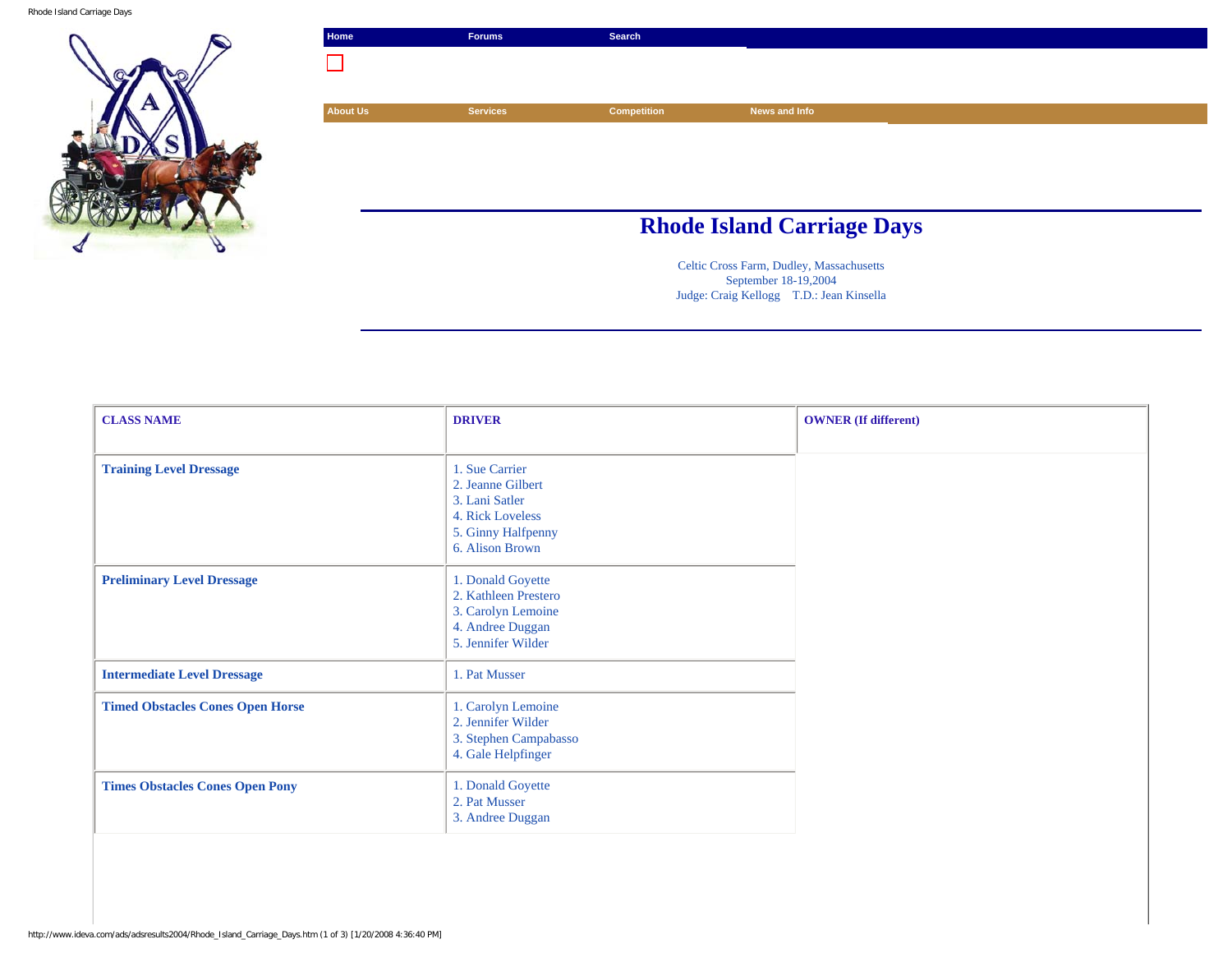Home | Forums | Search

About Us | Services | Competition | News and Info

# Rhode Island Carriage Days

Celtic Cross Farm, Dudley, Massachusetts
September 18-19,2004
Judge: Craig Kellogg    T.D.: Jean Kinsella

| CLASS NAME | DRIVER | OWNER (If different) |
| --- | --- | --- |
| **Training Level Dressage** | 1. Sue Carrier<br>2. Jeanne Gilbert<br>3. Lani Satler<br>4. Rick Loveless<br>5. Ginny Halfpenny<br>6. Alison Brown | |
| **Preliminary Level Dressage** | 1. Donald Goyette<br>2. Kathleen Prestero<br>3. Carolyn Lemoine<br>4. Andree Duggan<br>5. Jennifer Wilder | |
| **Intermediate Level Dressage** | 1. Pat Musser | |
| **Timed Obstacles Cones Open Horse** | 1. Carolyn Lemoine<br>2. Jennifer Wilder<br>3. Stephen Campabasso<br>4. Gale Helpfinger | |
| **Times Obstacles Cones Open Pony** | 1. Donald Goyette<br>2. Pat Musser<br>3. Andree Duggan | |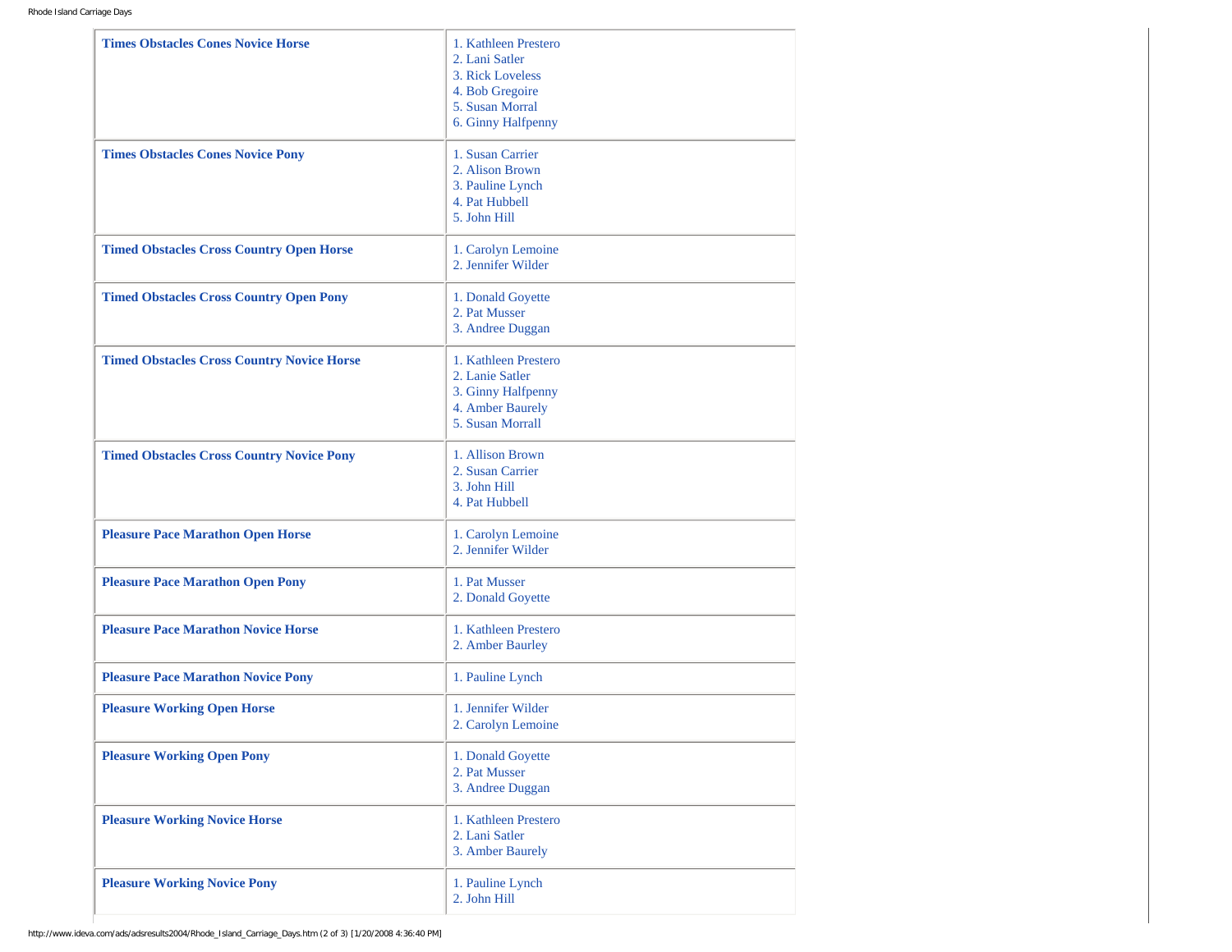| **Times Obstacles Cones Novice Horse** | 1. Kathleen Prestero<br>2. Lani Satler<br>3. Rick Loveless<br>4. Bob Gregoire<br>5. Susan Morral<br>6. Ginny Halfpenny |
|---|---|
| **Times Obstacles Cones Novice Pony** | 1. Susan Carrier<br>2. Alison Brown<br>3. Pauline Lynch<br>4. Pat Hubbell<br>5. John Hill |
| **Timed Obstacles Cross Country Open Horse** | 1. Carolyn Lemoine<br>2. Jennifer Wilder |
| **Timed Obstacles Cross Country Open Pony** | 1. Donald Goyette<br>2. Pat Musser<br>3. Andree Duggan |
| **Timed Obstacles Cross Country Novice Horse** | 1. Kathleen Prestero<br>2. Lanie Satler<br>3. Ginny Halfpenny<br>4. Amber Baurely<br>5. Susan Morrall |
| **Timed Obstacles Cross Country Novice Pony** | 1. Allison Brown<br>2. Susan Carrier<br>3. John Hill<br>4. Pat Hubbell |
| **Pleasure Pace Marathon Open Horse** | 1. Carolyn Lemoine<br>2. Jennifer Wilder |
| **Pleasure Pace Marathon Open Pony** | 1. Pat Musser<br>2. Donald Goyette |
| **Pleasure Pace Marathon Novice Horse** | 1. Kathleen Prestero<br>2. Amber Baurley |
| **Pleasure Pace Marathon Novice Pony** | 1. Pauline Lynch |
| **Pleasure Working Open Horse** | 1. Jennifer Wilder<br>2. Carolyn Lemoine |
| **Pleasure Working Open Pony** | 1. Donald Goyette<br>2. Pat Musser<br>3. Andree Duggan |
| **Pleasure Working Novice Horse** | 1. Kathleen Prestero<br>2. Lani Satler<br>3. Amber Baurely |
| **Pleasure Working Novice Pony** | 1. Pauline Lynch<br>2. John Hill |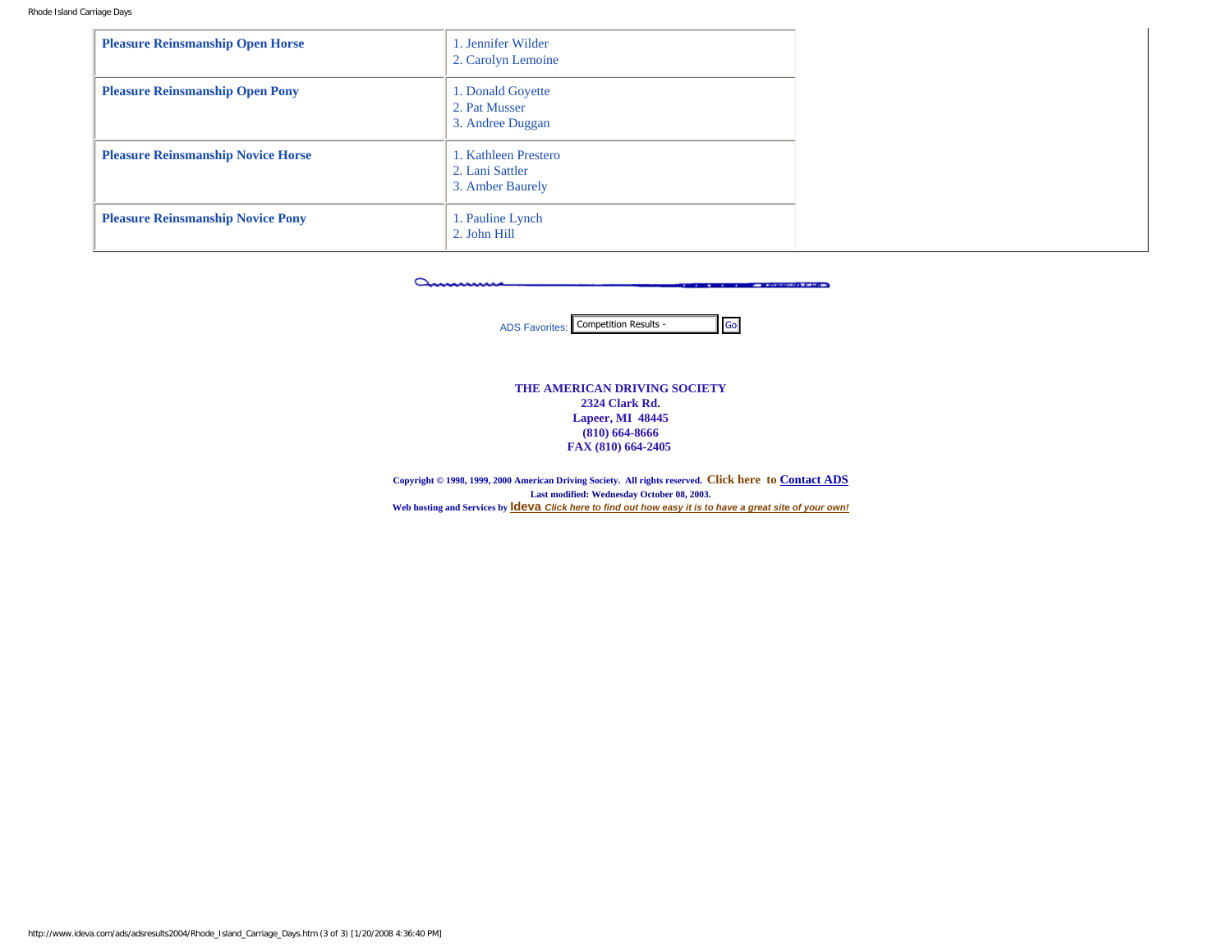| | |
|---|---|
| **Pleasure Reinsmanship Open Horse** | 1. Jennifer Wilder<br>2. Carolyn Lemoine |
| **Pleasure Reinsmanship Open Pony** | 1. Donald Goyette<br>2. Pat Musser<br>3. Andree Duggan |
| **Pleasure Reinsmanship Novice Horse** | 1. Kathleen Prestero<br>2. Lani Sattler<br>3. Amber Baurely |
| **Pleasure Reinsmanship Novice Pony** | 1. Pauline Lynch<br>2. John Hill |

ADS Favorites: Competition Results - Go

**THE AMERICAN DRIVING SOCIETY**
**2324 Clark Rd.**
**Lapeer, MI 48445**
**(810) 664-8666**
**FAX (810) 664-2405**

**Copyright © 1998, 1999, 2000 American Driving Society. All rights reserved. Click here to Contact ADS**
**Last modified: Wednesday October 08, 2003.**
**Web hosting and Services by Ideva *Click here to find out how easy it is to have a great site of your own!***